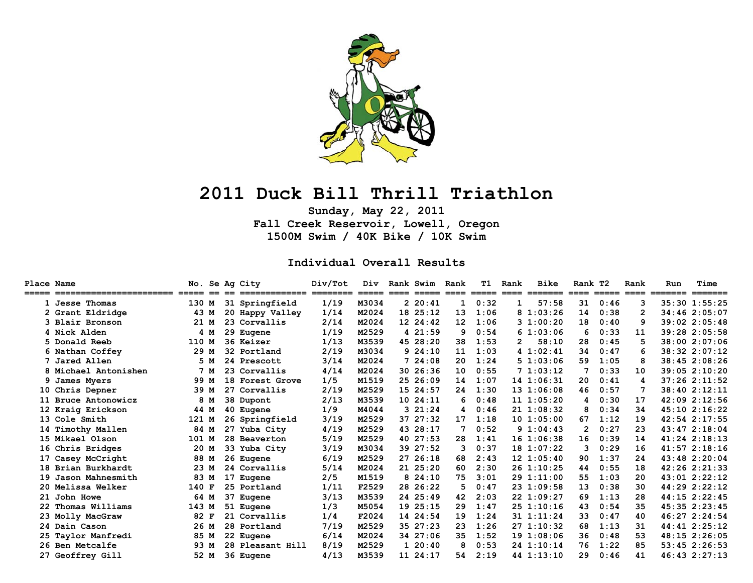# 2011 Duck Bill Thrill Triathlon

**Sunday, May 22, 2011**
**Fall Creek Reservoir, Lowell, Oregon**
**1500M Swim / 40K Bike / 10K Swim**

## Individual Overall Results

| Place | Name | No. | Se | Ag | City | Div/Tot | Div | Rank | Swim | Rank | T1 | Rank | Bike | Rank | T2 | Rank | Run | Time |
|---|---|---|---|---|---|---|---|---|---|---|---|---|---|---|---|---|---|---|
| 1 | Jesse Thomas | 130 | M | 31 | Springfield | 1/19 | M3034 | 2 | 20:41 | 1 | 0:32 | 1 | 57:58 | 31 | 0:46 | 3 | 35:30 | 1:55:25 |
| 2 | Grant Eldridge | 43 | M | 20 | Happy Valley | 1/14 | M2024 | 18 | 25:12 | 13 | 1:06 | 8 | 1:03:26 | 14 | 0:38 | 2 | 34:46 | 2:05:07 |
| 3 | Blair Bronson | 21 | M | 23 | Corvallis | 2/14 | M2024 | 12 | 24:42 | 12 | 1:06 | 3 | 1:00:20 | 18 | 0:40 | 9 | 39:02 | 2:05:48 |
| 4 | Nick Alden | 4 | M | 29 | Eugene | 1/19 | M2529 | 4 | 21:59 | 9 | 0:54 | 6 | 1:03:06 | 6 | 0:33 | 11 | 39:28 | 2:05:58 |
| 5 | Donald Reeb | 110 | M | 36 | Keizer | 1/13 | M3539 | 45 | 28:20 | 38 | 1:53 | 2 | 58:10 | 28 | 0:45 | 5 | 38:00 | 2:07:06 |
| 6 | Nathan Coffey | 29 | M | 32 | Portland | 2/19 | M3034 | 9 | 24:10 | 11 | 1:03 | 4 | 1:02:41 | 34 | 0:47 | 6 | 38:32 | 2:07:12 |
| 7 | Jared Allen | 5 | M | 24 | Prescott | 3/14 | M2024 | 7 | 24:08 | 20 | 1:24 | 5 | 1:03:06 | 59 | 1:05 | 8 | 38:45 | 2:08:26 |
| 8 | Michael Antonishen | 7 | M | 23 | Corvallis | 4/14 | M2024 | 30 | 26:36 | 10 | 0:55 | 7 | 1:03:12 | 7 | 0:33 | 10 | 39:05 | 2:10:20 |
| 9 | James Myers | 99 | M | 18 | Forest Grove | 1/5 | M1519 | 25 | 26:09 | 14 | 1:07 | 14 | 1:06:31 | 20 | 0:41 | 4 | 37:26 | 2:11:52 |
| 10 | Chris Depner | 39 | M | 27 | Corvallis | 2/19 | M2529 | 15 | 24:57 | 24 | 1:30 | 13 | 1:06:08 | 46 | 0:57 | 7 | 38:40 | 2:12:11 |
| 11 | Bruce Antonowicz | 8 | M | 38 | Dupont | 2/13 | M3539 | 10 | 24:11 | 6 | 0:48 | 11 | 1:05:20 | 4 | 0:30 | 17 | 42:09 | 2:12:56 |
| 12 | Kraig Erickson | 44 | M | 40 | Eugene | 1/9 | M4044 | 3 | 21:24 | 4 | 0:46 | 21 | 1:08:32 | 8 | 0:34 | 34 | 45:10 | 2:16:22 |
| 13 | Cole Smith | 121 | M | 26 | Springfield | 3/19 | M2529 | 37 | 27:32 | 17 | 1:18 | 10 | 1:05:00 | 67 | 1:12 | 19 | 42:54 | 2:17:55 |
| 14 | Timothy Mallen | 84 | M | 27 | Yuba City | 4/19 | M2529 | 43 | 28:17 | 7 | 0:52 | 9 | 1:04:43 | 2 | 0:27 | 23 | 43:47 | 2:18:04 |
| 15 | Mikael Olson | 101 | M | 28 | Beaverton | 5/19 | M2529 | 40 | 27:53 | 28 | 1:41 | 16 | 1:06:38 | 16 | 0:39 | 14 | 41:24 | 2:18:13 |
| 16 | Chris Bridges | 20 | M | 33 | Yuba City | 3/19 | M3034 | 39 | 27:52 | 3 | 0:37 | 18 | 1:07:22 | 3 | 0:29 | 16 | 41:57 | 2:18:16 |
| 17 | Casey McCright | 88 | M | 26 | Eugene | 6/19 | M2529 | 27 | 26:18 | 68 | 2:43 | 12 | 1:05:40 | 90 | 1:37 | 24 | 43:48 | 2:20:04 |
| 18 | Brian Burkhardt | 23 | M | 24 | Corvallis | 5/14 | M2024 | 21 | 25:20 | 60 | 2:30 | 26 | 1:10:25 | 44 | 0:55 | 18 | 42:26 | 2:21:33 |
| 19 | Jason Mahnesmith | 83 | M | 17 | Eugene | 2/5 | M1519 | 8 | 24:10 | 75 | 3:01 | 29 | 1:11:00 | 55 | 1:03 | 20 | 43:01 | 2:22:12 |
| 20 | Melissa Welker | 140 | F | 25 | Portland | 1/11 | F2529 | 28 | 26:22 | 5 | 0:47 | 23 | 1:09:58 | 13 | 0:38 | 30 | 44:29 | 2:22:12 |
| 21 | John Howe | 64 | M | 37 | Eugene | 3/13 | M3539 | 24 | 25:49 | 42 | 2:03 | 22 | 1:09:27 | 69 | 1:13 | 28 | 44:15 | 2:22:45 |
| 22 | Thomas Williams | 143 | M | 51 | Eugene | 1/3 | M5054 | 19 | 25:15 | 29 | 1:47 | 25 | 1:10:16 | 43 | 0:54 | 35 | 45:35 | 2:23:45 |
| 23 | Molly MacGraw | 82 | F | 21 | Corvallis | 1/4 | F2024 | 14 | 24:54 | 19 | 1:24 | 31 | 1:11:24 | 33 | 0:47 | 40 | 46:27 | 2:24:54 |
| 24 | Dain Cason | 26 | M | 28 | Portland | 7/19 | M2529 | 35 | 27:23 | 23 | 1:26 | 27 | 1:10:32 | 68 | 1:13 | 31 | 44:41 | 2:25:12 |
| 25 | Taylor Manfredi | 85 | M | 22 | Eugene | 6/14 | M2024 | 34 | 27:06 | 35 | 1:52 | 19 | 1:08:06 | 36 | 0:48 | 53 | 48:15 | 2:26:05 |
| 26 | Ben Metcalfe | 93 | M | 28 | Pleasant Hill | 8/19 | M2529 | 1 | 20:40 | 8 | 0:53 | 24 | 1:10:14 | 76 | 1:22 | 85 | 53:45 | 2:26:53 |
| 27 | Geoffrey Gill | 52 | M | 36 | Eugene | 4/13 | M3539 | 11 | 24:17 | 54 | 2:19 | 44 | 1:13:10 | 29 | 0:46 | 41 | 46:43 | 2:27:13 |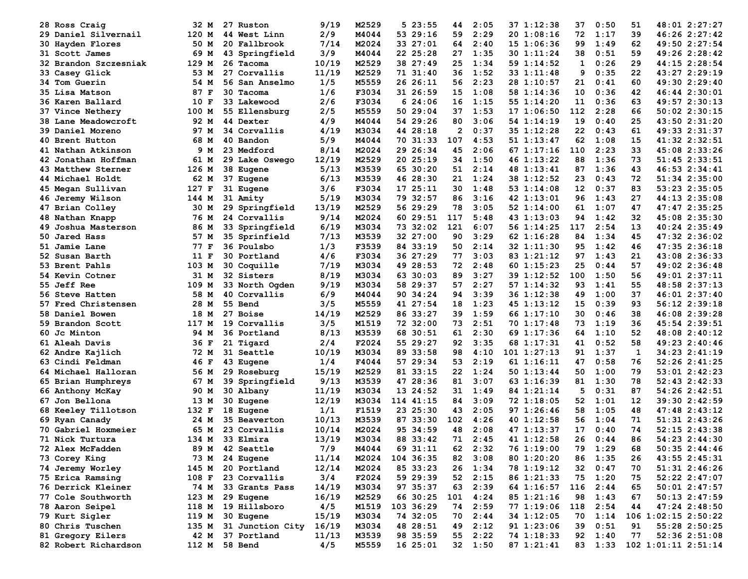| Place | Name | Bib | Sex | Age | City | Div Place | Division | Swim Rank | Swim | T1 Rank | T1 | Bike Rank | Bike | T2 Rank | T2 | Run Rank | Run | Total |
|---|---|---|---|---|---|---|---|---|---|---|---|---|---|---|---|---|---|---|
| 28 | Ross Craig | 32 | M | 27 | Ruston | 9/19 | M2529 | 5 | 23:55 | 44 | 2:05 | 37 | 1:12:38 | 37 | 0:50 | 51 | 48:01 | 2:27:27 |
| 29 | Daniel Silvernail | 120 | M | 44 | West Linn | 2/9 | M4044 | 53 | 29:16 | 59 | 2:29 | 20 | 1:08:16 | 72 | 1:17 | 39 | 46:26 | 2:27:42 |
| 30 | Hayden Flores | 50 | M | 20 | Fallbrook | 7/14 | M2024 | 33 | 27:01 | 64 | 2:40 | 15 | 1:06:36 | 99 | 1:49 | 62 | 49:50 | 2:27:54 |
| 31 | Scott James | 69 | M | 43 | Springfield | 3/9 | M4044 | 22 | 25:28 | 27 | 1:35 | 30 | 1:11:24 | 38 | 0:51 | 59 | 49:26 | 2:28:42 |
| 32 | Brandon Szczesniak | 129 | M | 26 | Tacoma | 10/19 | M2529 | 38 | 27:49 | 25 | 1:34 | 59 | 1:14:52 | 1 | 0:26 | 29 | 44:15 | 2:28:54 |
| 33 | Casey Glick | 53 | M | 27 | Corvallis | 11/19 | M2529 | 71 | 31:40 | 36 | 1:52 | 33 | 1:11:48 | 9 | 0:35 | 22 | 43:27 | 2:29:19 |
| 34 | Tom Guerin | 54 | M | 56 | San Anselmo | 1/5 | M5559 | 26 | 26:11 | 56 | 2:23 | 28 | 1:10:57 | 21 | 0:41 | 60 | 49:30 | 2:29:40 |
| 35 | Lisa Matson | 87 | F | 30 | Tacoma | 1/6 | F3034 | 31 | 26:59 | 15 | 1:08 | 58 | 1:14:36 | 10 | 0:36 | 42 | 46:44 | 2:30:01 |
| 36 | Karen Ballard | 10 | F | 33 | Lakewood | 2/6 | F3034 | 6 | 24:06 | 16 | 1:15 | 55 | 1:14:20 | 11 | 0:36 | 63 | 49:57 | 2:30:13 |
| 37 | Vince Nethery | 100 | M | 55 | Ellensburg | 2/5 | M5559 | 50 | 29:04 | 37 | 1:53 | 17 | 1:06:50 | 112 | 2:28 | 66 | 50:02 | 2:30:15 |
| 38 | Lane Meadowcroft | 92 | M | 44 | Dexter | 4/9 | M4044 | 54 | 29:26 | 80 | 3:06 | 54 | 1:14:19 | 19 | 0:40 | 25 | 43:50 | 2:31:20 |
| 39 | Daniel Moreno | 97 | M | 34 | Corvallis | 4/19 | M3034 | 44 | 28:18 | 2 | 0:37 | 35 | 1:12:28 | 22 | 0:43 | 61 | 49:33 | 2:31:37 |
| 40 | Brent Hutton | 68 | M | 40 | Bandon | 5/9 | M4044 | 70 | 31:33 | 107 | 4:53 | 51 | 1:13:47 | 62 | 1:08 | 15 | 41:32 | 2:32:51 |
| 41 | Nathan Atkinson | 9 | M | 23 | Medford | 8/14 | M2024 | 29 | 26:34 | 45 | 2:06 | 67 | 1:17:16 | 110 | 2:23 | 33 | 45:08 | 2:33:26 |
| 42 | Jonathan Hoffman | 61 | M | 29 | Lake Oswego | 12/19 | M2529 | 20 | 25:19 | 34 | 1:50 | 46 | 1:13:22 | 88 | 1:36 | 73 | 51:45 | 2:33:51 |
| 43 | Matthew Sterner | 126 | M | 38 | Eugene | 5/13 | M3539 | 65 | 30:20 | 51 | 2:14 | 48 | 1:13:41 | 87 | 1:36 | 43 | 46:53 | 2:34:41 |
| 44 | Michael Holdt | 62 | M | 37 | Eugene | 6/13 | M3539 | 46 | 28:30 | 21 | 1:24 | 38 | 1:12:52 | 23 | 0:43 | 72 | 51:34 | 2:35:00 |
| 45 | Megan Sullivan | 127 | F | 31 | Eugene | 3/6 | F3034 | 17 | 25:11 | 30 | 1:48 | 53 | 1:14:08 | 12 | 0:37 | 83 | 53:23 | 2:35:05 |
| 46 | Jeremy Wilson | 144 | M | 31 | Amity | 5/19 | M3034 | 79 | 32:57 | 86 | 3:16 | 42 | 1:13:01 | 96 | 1:43 | 27 | 44:13 | 2:35:08 |
| 47 | Brian Colley | 30 | M | 29 | Springfield | 13/19 | M2529 | 56 | 29:29 | 78 | 3:05 | 52 | 1:14:00 | 61 | 1:07 | 47 | 47:47 | 2:35:25 |
| 48 | Nathan Knapp | 76 | M | 24 | Corvallis | 9/14 | M2024 | 60 | 29:51 | 117 | 5:48 | 43 | 1:13:03 | 94 | 1:42 | 32 | 45:08 | 2:35:30 |
| 49 | Joshua Masterson | 86 | M | 33 | Springfield | 6/19 | M3034 | 73 | 32:02 | 121 | 6:07 | 56 | 1:14:25 | 117 | 2:54 | 13 | 40:24 | 2:35:49 |
| 50 | Jared Hass | 57 | M | 35 | Sprinfield | 7/13 | M3539 | 32 | 27:00 | 90 | 3:29 | 62 | 1:16:28 | 84 | 1:34 | 45 | 47:32 | 2:36:02 |
| 51 | Jamie Lane | 77 | F | 36 | Poulsbo | 1/3 | F3539 | 84 | 33:19 | 50 | 2:14 | 32 | 1:11:30 | 95 | 1:42 | 46 | 47:35 | 2:36:18 |
| 52 | Susan Barth | 11 | F | 30 | Portland | 4/6 | F3034 | 36 | 27:29 | 77 | 3:03 | 83 | 1:21:12 | 97 | 1:43 | 21 | 43:08 | 2:36:33 |
| 53 | Brent Pahls | 103 | M | 30 | Coquille | 7/19 | M3034 | 49 | 28:53 | 72 | 2:48 | 60 | 1:15:23 | 25 | 0:44 | 57 | 49:02 | 2:36:48 |
| 54 | Kevin Cotner | 31 | M | 32 | Sisters | 8/19 | M3034 | 63 | 30:03 | 89 | 3:27 | 39 | 1:12:52 | 100 | 1:50 | 56 | 49:01 | 2:37:11 |
| 55 | Jeff Ree | 109 | M | 33 | North Ogden | 9/19 | M3034 | 58 | 29:37 | 57 | 2:27 | 57 | 1:14:32 | 93 | 1:41 | 55 | 48:58 | 2:37:13 |
| 56 | Steve Hatten | 58 | M | 40 | Corvallis | 6/9 | M4044 | 90 | 34:24 | 94 | 3:39 | 36 | 1:12:38 | 49 | 1:00 | 37 | 46:01 | 2:37:40 |
| 57 | Fred Christensen | 28 | M | 55 | Bend | 3/5 | M5559 | 41 | 27:54 | 18 | 1:23 | 45 | 1:13:12 | 15 | 0:39 | 93 | 56:12 | 2:39:18 |
| 58 | Daniel Bowen | 18 | M | 27 | Boise | 14/19 | M2529 | 86 | 33:27 | 39 | 1:59 | 66 | 1:17:10 | 30 | 0:46 | 38 | 46:08 | 2:39:28 |
| 59 | Brandon Scott | 117 | M | 19 | Corvallis | 3/5 | M1519 | 72 | 32:00 | 73 | 2:51 | 70 | 1:17:48 | 73 | 1:19 | 36 | 45:54 | 2:39:51 |
| 60 | Jc Minton | 94 | M | 36 | Portland | 8/13 | M3539 | 68 | 30:51 | 61 | 2:30 | 69 | 1:17:36 | 64 | 1:10 | 52 | 48:08 | 2:40:12 |
| 61 | Aleah Davis | 36 | F | 21 | Tigard | 2/4 | F2024 | 55 | 29:27 | 92 | 3:35 | 68 | 1:17:31 | 41 | 0:52 | 58 | 49:23 | 2:40:46 |
| 62 | Andre Kajlich | 72 | M | 31 | Seattle | 10/19 | M3034 | 89 | 33:58 | 98 | 4:10 | 101 | 1:27:13 | 91 | 1:37 | 1 | 34:23 | 2:41:19 |
| 63 | Cindi Feldman | 46 | F | 43 | Eugene | 1/4 | F4044 | 57 | 29:34 | 53 | 2:19 | 61 | 1:16:11 | 47 | 0:58 | 76 | 52:26 | 2:41:25 |
| 64 | Michael Halloran | 56 | M | 29 | Roseburg | 15/19 | M2529 | 81 | 33:15 | 22 | 1:24 | 50 | 1:13:44 | 50 | 1:00 | 79 | 53:01 | 2:42:23 |
| 65 | Brian Humphreys | 67 | M | 39 | Springfield | 9/13 | M3539 | 47 | 28:36 | 81 | 3:07 | 63 | 1:16:39 | 81 | 1:30 | 78 | 52:43 | 2:42:33 |
| 66 | Anthony McKay | 90 | M | 30 | Albany | 11/19 | M3034 | 13 | 24:52 | 31 | 1:49 | 84 | 1:21:14 | 5 | 0:31 | 87 | 54:26 | 2:42:51 |
| 67 | Jon Bellona | 13 | M | 30 | Eugene | 12/19 | M3034 | 114 | 41:15 | 84 | 3:09 | 72 | 1:18:05 | 52 | 1:01 | 12 | 39:30 | 2:42:59 |
| 68 | Keeley Tillotson | 132 | F | 18 | Eugene | 1/1 | F1519 | 23 | 25:30 | 43 | 2:05 | 97 | 1:26:46 | 58 | 1:05 | 48 | 47:48 | 2:43:12 |
| 69 | Ryan Canady | 24 | M | 35 | Beaverton | 10/13 | M3539 | 87 | 33:30 | 102 | 4:26 | 40 | 1:12:58 | 56 | 1:04 | 71 | 51:31 | 2:43:26 |
| 70 | Gabriel Hoxmeier | 65 | M | 23 | Corvallis | 10/14 | M2024 | 95 | 34:59 | 48 | 2:08 | 47 | 1:13:37 | 17 | 0:40 | 74 | 52:15 | 2:43:38 |
| 71 | Nick Turtura | 134 | M | 33 | Elmira | 13/19 | M3034 | 88 | 33:42 | 71 | 2:45 | 41 | 1:12:58 | 26 | 0:44 | 86 | 54:23 | 2:44:30 |
| 72 | Alex McFadden | 89 | M | 42 | Seattle | 7/9 | M4044 | 69 | 31:11 | 62 | 2:32 | 76 | 1:19:00 | 79 | 1:29 | 68 | 50:35 | 2:44:46 |
| 73 | Corey King | 73 | M | 24 | Eugene | 11/14 | M2024 | 104 | 36:35 | 82 | 3:08 | 80 | 1:20:20 | 86 | 1:35 | 26 | 43:55 | 2:45:31 |
| 74 | Jeremy Worley | 145 | M | 20 | Portland | 12/14 | M2024 | 85 | 33:23 | 26 | 1:34 | 78 | 1:19:12 | 32 | 0:47 | 70 | 51:31 | 2:46:26 |
| 75 | Erica Ramsing | 108 | F | 23 | Corvallis | 3/4 | F2024 | 59 | 29:39 | 52 | 2:15 | 86 | 1:21:33 | 75 | 1:20 | 75 | 52:22 | 2:47:07 |
| 76 | Derrick Kleiner | 74 | M | 33 | Grants Pass | 14/19 | M3034 | 97 | 35:37 | 63 | 2:39 | 64 | 1:16:57 | 116 | 2:44 | 65 | 50:01 | 2:47:57 |
| 77 | Cole Southworth | 123 | M | 29 | Eugene | 16/19 | M2529 | 66 | 30:25 | 101 | 4:24 | 85 | 1:21:16 | 98 | 1:43 | 67 | 50:13 | 2:47:59 |
| 78 | Aaron Seipel | 118 | M | 19 | Hillsboro | 4/5 | M1519 | 103 | 36:29 | 74 | 2:59 | 77 | 1:19:06 | 118 | 2:54 | 44 | 47:24 | 2:48:50 |
| 79 | Kurt Sigler | 119 | M | 30 | Eugene | 15/19 | M3034 | 74 | 32:05 | 70 | 2:44 | 34 | 1:12:05 | 70 | 1:14 | 106 | 1:02:15 | 2:50:22 |
| 80 | Chris Tuschen | 135 | M | 31 | Junction City | 16/19 | M3034 | 48 | 28:51 | 49 | 2:12 | 91 | 1:23:06 | 39 | 0:51 | 91 | 55:28 | 2:50:25 |
| 81 | Gregory Eilers | 42 | M | 37 | Portland | 11/13 | M3539 | 98 | 35:59 | 55 | 2:22 | 74 | 1:18:33 | 92 | 1:40 | 77 | 52:36 | 2:51:08 |
| 82 | Robert Richardson | 112 | M | 58 | Bend | 4/5 | M5559 | 16 | 25:01 | 32 | 1:50 | 87 | 1:21:41 | 83 | 1:33 | 102 | 1:01:11 | 2:51:14 |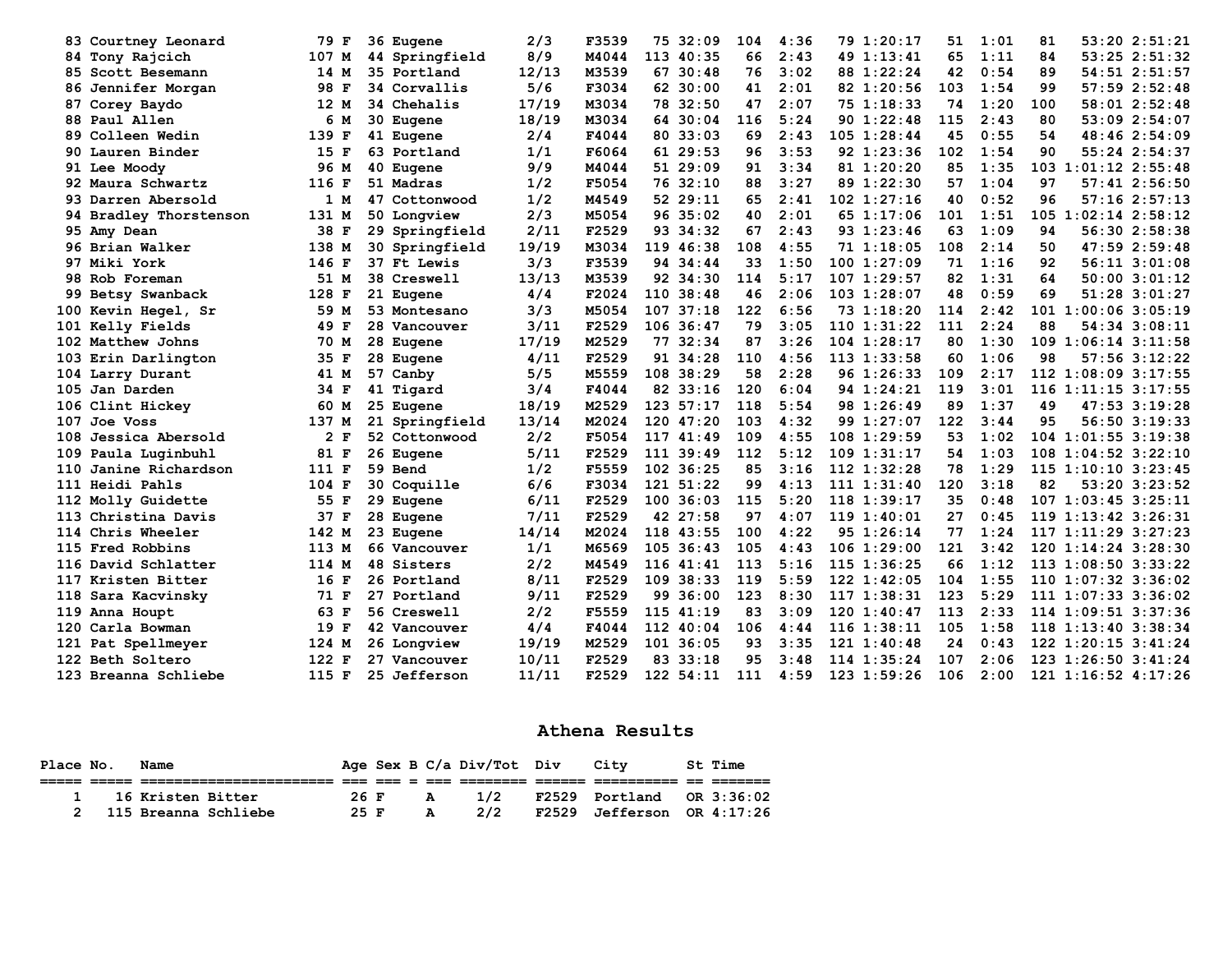| | | | | | | | | | | | | | | | | | |
|---|---|---|---|---|---|---|---|---|---|---|---|---|---|---|---|---|---|
| 83 | Courtney Leonard | 79 | F | 36 | Eugene | 2/3 | F3539 | 75 | 32:09 | 104 | 4:36 | 79 | 1:20:17 | 51 | 1:01 | 81 | 53:20 | 2:51:21 |
| 84 | Tony Rajcich | 107 | M | 44 | Springfield | 8/9 | M4044 | 113 | 40:35 | 66 | 2:43 | 49 | 1:13:41 | 65 | 1:11 | 84 | 53:25 | 2:51:32 |
| 85 | Scott Besemann | 14 | M | 35 | Portland | 12/13 | M3539 | 67 | 30:48 | 76 | 3:02 | 88 | 1:22:24 | 42 | 0:54 | 89 | 54:51 | 2:51:57 |
| 86 | Jennifer Morgan | 98 | F | 34 | Corvallis | 5/6 | F3034 | 62 | 30:00 | 41 | 2:01 | 82 | 1:20:56 | 103 | 1:54 | 99 | 57:59 | 2:52:48 |
| 87 | Corey Baydo | 12 | M | 34 | Chehalis | 17/19 | M3034 | 78 | 32:50 | 47 | 2:07 | 75 | 1:18:33 | 74 | 1:20 | 100 | 58:01 | 2:52:48 |
| 88 | Paul Allen | 6 | M | 30 | Eugene | 18/19 | M3034 | 64 | 30:04 | 116 | 5:24 | 90 | 1:22:48 | 115 | 2:43 | 80 | 53:09 | 2:54:07 |
| 89 | Colleen Wedin | 139 | F | 41 | Eugene | 2/4 | F4044 | 80 | 33:03 | 69 | 2:43 | 105 | 1:28:44 | 45 | 0:55 | 54 | 48:46 | 2:54:09 |
| 90 | Lauren Binder | 15 | F | 63 | Portland | 1/1 | F6064 | 61 | 29:53 | 96 | 3:53 | 92 | 1:23:36 | 102 | 1:54 | 90 | 55:24 | 2:54:37 |
| 91 | Lee Moody | 96 | M | 40 | Eugene | 9/9 | M4044 | 51 | 29:09 | 91 | 3:34 | 81 | 1:20:20 | 85 | 1:35 | 103 | 1:01:12 | 2:55:48 |
| 92 | Maura Schwartz | 116 | F | 51 | Madras | 1/2 | F5054 | 76 | 32:10 | 88 | 3:27 | 89 | 1:22:30 | 57 | 1:04 | 97 | 57:41 | 2:56:50 |
| 93 | Darren Abersold | 1 | M | 47 | Cottonwood | 1/2 | M4549 | 52 | 29:11 | 65 | 2:41 | 102 | 1:27:16 | 40 | 0:52 | 96 | 57:16 | 2:57:13 |
| 94 | Bradley Thorstenson | 131 | M | 50 | Longview | 2/3 | M5054 | 96 | 35:02 | 40 | 2:01 | 65 | 1:17:06 | 101 | 1:51 | 105 | 1:02:14 | 2:58:12 |
| 95 | Amy Dean | 38 | F | 29 | Springfield | 2/11 | F2529 | 93 | 34:32 | 67 | 2:43 | 93 | 1:23:46 | 63 | 1:09 | 94 | 56:30 | 2:58:38 |
| 96 | Brian Walker | 138 | M | 30 | Springfield | 19/19 | M3034 | 119 | 46:38 | 108 | 4:55 | 71 | 1:18:05 | 108 | 2:14 | 50 | 47:59 | 2:59:48 |
| 97 | Miki York | 146 | F | 37 | Ft Lewis | 3/3 | F3539 | 94 | 34:44 | 33 | 1:50 | 100 | 1:27:09 | 71 | 1:16 | 92 | 56:11 | 3:01:08 |
| 98 | Rob Foreman | 51 | M | 38 | Creswell | 13/13 | M3539 | 92 | 34:30 | 114 | 5:17 | 107 | 1:29:57 | 82 | 1:31 | 64 | 50:00 | 3:01:12 |
| 99 | Betsy Swanback | 128 | F | 21 | Eugene | 4/4 | F2024 | 110 | 38:48 | 46 | 2:06 | 103 | 1:28:07 | 48 | 0:59 | 69 | 51:28 | 3:01:27 |
| 100 | Kevin Hegel, Sr | 59 | M | 53 | Montesano | 3/3 | M5054 | 107 | 37:18 | 122 | 6:56 | 73 | 1:18:20 | 114 | 2:42 | 101 | 1:00:06 | 3:05:19 |
| 101 | Kelly Fields | 49 | F | 28 | Vancouver | 3/11 | F2529 | 106 | 36:47 | 79 | 3:05 | 110 | 1:31:22 | 111 | 2:24 | 88 | 54:34 | 3:08:11 |
| 102 | Matthew Johns | 70 | M | 28 | Eugene | 17/19 | M2529 | 77 | 32:34 | 87 | 3:26 | 104 | 1:28:17 | 80 | 1:30 | 109 | 1:06:14 | 3:11:58 |
| 103 | Erin Darlington | 35 | F | 28 | Eugene | 4/11 | F2529 | 91 | 34:28 | 110 | 4:56 | 113 | 1:33:58 | 60 | 1:06 | 98 | 57:56 | 3:12:22 |
| 104 | Larry Durant | 41 | M | 57 | Canby | 5/5 | M5559 | 108 | 38:29 | 58 | 2:28 | 96 | 1:26:33 | 109 | 2:17 | 112 | 1:08:09 | 3:17:55 |
| 105 | Jan Darden | 34 | F | 41 | Tigard | 3/4 | F4044 | 82 | 33:16 | 120 | 6:04 | 94 | 1:24:21 | 119 | 3:01 | 116 | 1:11:15 | 3:17:55 |
| 106 | Clint Hickey | 60 | M | 25 | Eugene | 18/19 | M2529 | 123 | 57:17 | 118 | 5:54 | 98 | 1:26:49 | 89 | 1:37 | 49 | 47:53 | 3:19:28 |
| 107 | Joe Voss | 137 | M | 21 | Springfield | 13/14 | M2024 | 120 | 47:20 | 103 | 4:32 | 99 | 1:27:07 | 122 | 3:44 | 95 | 56:50 | 3:19:33 |
| 108 | Jessica Abersold | 2 | F | 52 | Cottonwood | 2/2 | F5054 | 117 | 41:49 | 109 | 4:55 | 108 | 1:29:59 | 53 | 1:02 | 104 | 1:01:55 | 3:19:38 |
| 109 | Paula Luginbuhl | 81 | F | 26 | Eugene | 5/11 | F2529 | 111 | 39:49 | 112 | 5:12 | 109 | 1:31:17 | 54 | 1:03 | 108 | 1:04:52 | 3:22:10 |
| 110 | Janine Richardson | 111 | F | 59 | Bend | 1/2 | F5559 | 102 | 36:25 | 85 | 3:16 | 112 | 1:32:28 | 78 | 1:29 | 115 | 1:10:10 | 3:23:45 |
| 111 | Heidi Pahls | 104 | F | 30 | Coquille | 6/6 | F3034 | 121 | 51:22 | 99 | 4:13 | 111 | 1:31:40 | 120 | 3:18 | 82 | 53:20 | 3:23:52 |
| 112 | Molly Guidette | 55 | F | 29 | Eugene | 6/11 | F2529 | 100 | 36:03 | 115 | 5:20 | 118 | 1:39:17 | 35 | 0:48 | 107 | 1:03:45 | 3:25:11 |
| 113 | Christina Davis | 37 | F | 28 | Eugene | 7/11 | F2529 | 42 | 27:58 | 97 | 4:07 | 119 | 1:40:01 | 27 | 0:45 | 119 | 1:13:42 | 3:26:31 |
| 114 | Chris Wheeler | 142 | M | 23 | Eugene | 14/14 | M2024 | 118 | 43:55 | 100 | 4:22 | 95 | 1:26:14 | 77 | 1:24 | 117 | 1:11:29 | 3:27:23 |
| 115 | Fred Robbins | 113 | M | 66 | Vancouver | 1/1 | M6569 | 105 | 36:43 | 105 | 4:43 | 106 | 1:29:00 | 121 | 3:42 | 120 | 1:14:24 | 3:28:30 |
| 116 | David Schlatter | 114 | M | 48 | Sisters | 2/2 | M4549 | 116 | 41:41 | 113 | 5:16 | 115 | 1:36:25 | 66 | 1:12 | 113 | 1:08:50 | 3:33:22 |
| 117 | Kristen Bitter | 16 | F | 26 | Portland | 8/11 | F2529 | 109 | 38:33 | 119 | 5:59 | 122 | 1:42:05 | 104 | 1:55 | 110 | 1:07:32 | 3:36:02 |
| 118 | Sara Kacvinsky | 71 | F | 27 | Portland | 9/11 | F2529 | 99 | 36:00 | 123 | 8:30 | 117 | 1:38:31 | 123 | 5:29 | 111 | 1:07:33 | 3:36:02 |
| 119 | Anna Houpt | 63 | F | 56 | Creswell | 2/2 | F5559 | 115 | 41:19 | 83 | 3:09 | 120 | 1:40:47 | 113 | 2:33 | 114 | 1:09:51 | 3:37:36 |
| 120 | Carla Bowman | 19 | F | 42 | Vancouver | 4/4 | F4044 | 112 | 40:04 | 106 | 4:44 | 116 | 1:38:11 | 105 | 1:58 | 118 | 1:13:40 | 3:38:34 |
| 121 | Pat Spellmeyer | 124 | M | 26 | Longview | 19/19 | M2529 | 101 | 36:05 | 93 | 3:35 | 121 | 1:40:48 | 24 | 0:43 | 122 | 1:20:15 | 3:41:24 |
| 122 | Beth Soltero | 122 | F | 27 | Vancouver | 10/11 | F2529 | 83 | 33:18 | 95 | 3:48 | 114 | 1:35:24 | 107 | 2:06 | 123 | 1:26:50 | 3:41:24 |
| 123 | Breanna Schliebe | 115 | F | 25 | Jefferson | 11/11 | F2529 | 122 | 54:11 | 111 | 4:59 | 123 | 1:59:26 | 106 | 2:00 | 121 | 1:16:52 | 4:17:26 |

## Athena Results

| Place | No. | Name | Age | Sex | B | C/a | Div/Tot | Div | City | St | Time |
|---|---|---|---|---|---|---|---|---|---|---|---|
| 1 | 16 | Kristen Bitter | 26 | F | | A | 1/2 | F2529 | Portland | OR | 3:36:02 |
| 2 | 115 | Breanna Schliebe | 25 | F | | A | 2/2 | F2529 | Jefferson | OR | 4:17:26 |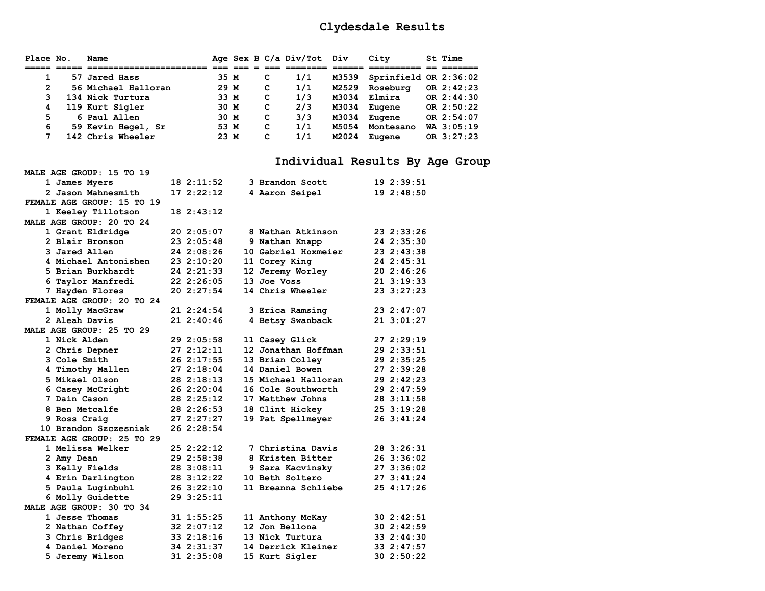# Clydesdale Results

| Place | No. | Name | Age | Sex | B | C/a | Div/Tot | Div | City | St | Time |
|---|---|---|---|---|---|---|---|---|---|---|---|
| 1 | 57 | Jared Hass | 35 | M | | C | 1/1 | M3539 | Sprinfield | OR | 2:36:02 |
| 2 | 56 | Michael Halloran | 29 | M | | C | 1/1 | M2529 | Roseburg | OR | 2:42:23 |
| 3 | 134 | Nick Turtura | 33 | M | | C | 1/3 | M3034 | Elmira | OR | 2:44:30 |
| 4 | 119 | Kurt Sigler | 30 | M | | C | 2/3 | M3034 | Eugene | OR | 2:50:22 |
| 5 | 6 | Paul Allen | 30 | M | | C | 3/3 | M3034 | Eugene | OR | 2:54:07 |
| 6 | 59 | Kevin Hegel, Sr | 53 | M | | C | 1/1 | M5054 | Montesano | WA | 3:05:19 |
| 7 | 142 | Chris Wheeler | 23 | M | | C | 1/1 | M2024 | Eugene | OR | 3:27:23 |

# Individual Results By Age Group

**MALE AGE GROUP: 15 TO 19**

| Place | Name | Age | Time |
|---|---|---|---|
| 1 | James Myers | 18 | 2:11:52 |
| 2 | Jason Mahnesmith | 17 | 2:22:12 |
| 3 | Brandon Scott | 19 | 2:39:51 |
| 4 | Aaron Seipel | 19 | 2:48:50 |

**FEMALE AGE GROUP: 15 TO 19**

| Place | Name | Age | Time |
|---|---|---|---|
| 1 | Keeley Tillotson | 18 | 2:43:12 |

**MALE AGE GROUP: 20 TO 24**

| Place | Name | Age | Time |
|---|---|---|---|
| 1 | Grant Eldridge | 20 | 2:05:07 |
| 2 | Blair Bronson | 23 | 2:05:48 |
| 3 | Jared Allen | 24 | 2:08:26 |
| 4 | Michael Antonishen | 23 | 2:10:20 |
| 5 | Brian Burkhardt | 24 | 2:21:33 |
| 6 | Taylor Manfredi | 22 | 2:26:05 |
| 7 | Hayden Flores | 20 | 2:27:54 |
| 8 | Nathan Atkinson | 23 | 2:33:26 |
| 9 | Nathan Knapp | 24 | 2:35:30 |
| 10 | Gabriel Hoxmeier | 23 | 2:43:38 |
| 11 | Corey King | 24 | 2:45:31 |
| 12 | Jeremy Worley | 20 | 2:46:26 |
| 13 | Joe Voss | 21 | 3:19:33 |
| 14 | Chris Wheeler | 23 | 3:27:23 |

**FEMALE AGE GROUP: 20 TO 24**

| Place | Name | Age | Time |
|---|---|---|---|
| 1 | Molly MacGraw | 21 | 2:24:54 |
| 2 | Aleah Davis | 21 | 2:40:46 |
| 3 | Erica Ramsing | 23 | 2:47:07 |
| 4 | Betsy Swanback | 21 | 3:01:27 |

**MALE AGE GROUP: 25 TO 29**

| Place | Name | Age | Time |
|---|---|---|---|
| 1 | Nick Alden | 29 | 2:05:58 |
| 2 | Chris Depner | 27 | 2:12:11 |
| 3 | Cole Smith | 26 | 2:17:55 |
| 4 | Timothy Mallen | 27 | 2:18:04 |
| 5 | Mikael Olson | 28 | 2:18:13 |
| 6 | Casey McCright | 26 | 2:20:04 |
| 7 | Dain Cason | 28 | 2:25:12 |
| 8 | Ben Metcalfe | 28 | 2:26:53 |
| 9 | Ross Craig | 27 | 2:27:27 |
| 10 | Brandon Szczesniak | 26 | 2:28:54 |
| 11 | Casey Glick | 27 | 2:29:19 |
| 12 | Jonathan Hoffman | 29 | 2:33:51 |
| 13 | Brian Colley | 29 | 2:35:25 |
| 14 | Daniel Bowen | 27 | 2:39:28 |
| 15 | Michael Halloran | 29 | 2:42:23 |
| 16 | Cole Southworth | 29 | 2:47:59 |
| 17 | Matthew Johns | 28 | 3:11:58 |
| 18 | Clint Hickey | 25 | 3:19:28 |
| 19 | Pat Spellmeyer | 26 | 3:41:24 |

**FEMALE AGE GROUP: 25 TO 29**

| Place | Name | Age | Time |
|---|---|---|---|
| 1 | Melissa Welker | 25 | 2:22:12 |
| 2 | Amy Dean | 29 | 2:58:38 |
| 3 | Kelly Fields | 28 | 3:08:11 |
| 4 | Erin Darlington | 28 | 3:12:22 |
| 5 | Paula Luginbuhl | 26 | 3:22:10 |
| 6 | Molly Guidette | 29 | 3:25:11 |
| 7 | Christina Davis | 28 | 3:26:31 |
| 8 | Kristen Bitter | 26 | 3:36:02 |
| 9 | Sara Kacvinsky | 27 | 3:36:02 |
| 10 | Beth Soltero | 27 | 3:41:24 |
| 11 | Breanna Schliebe | 25 | 4:17:26 |

**MALE AGE GROUP: 30 TO 34**

| Place | Name | Age | Time |
|---|---|---|---|
| 1 | Jesse Thomas | 31 | 1:55:25 |
| 2 | Nathan Coffey | 32 | 2:07:12 |
| 3 | Chris Bridges | 33 | 2:18:16 |
| 4 | Daniel Moreno | 34 | 2:31:37 |
| 5 | Jeremy Wilson | 31 | 2:35:08 |
| 11 | Anthony McKay | 30 | 2:42:51 |
| 12 | Jon Bellona | 30 | 2:42:59 |
| 13 | Nick Turtura | 33 | 2:44:30 |
| 14 | Derrick Kleiner | 33 | 2:47:57 |
| 15 | Kurt Sigler | 30 | 2:50:22 |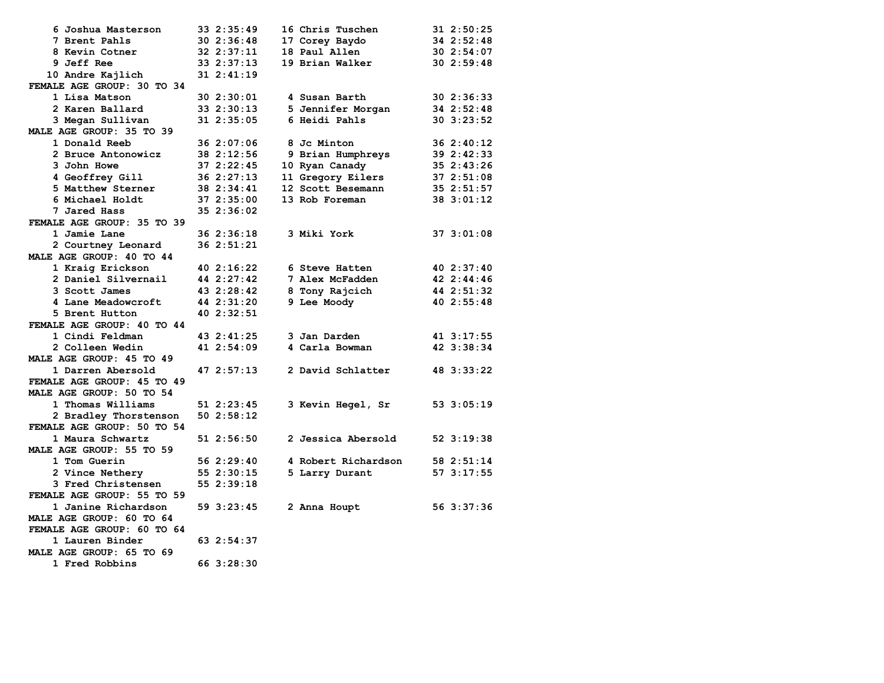```
    6 Joshua Masterson      33 2:35:49    16 Chris Tuschen         31 2:50:25
    7 Brent Pahls           30 2:36:48    17 Corey Baydo           34 2:52:48
    8 Kevin Cotner          32 2:37:11    18 Paul Allen            30 2:54:07
    9 Jeff Ree              33 2:37:13    19 Brian Walker          30 2:59:48
   10 Andre Kajlich         31 2:41:19
FEMALE AGE GROUP: 30 TO 34
    1 Lisa Matson           30 2:30:01     4 Susan Barth           30 2:36:33
    2 Karen Ballard         33 2:30:13     5 Jennifer Morgan       34 2:52:48
    3 Megan Sullivan        31 2:35:05     6 Heidi Pahls           30 3:23:52
MALE AGE GROUP: 35 TO 39
    1 Donald Reeb           36 2:07:06     8 Jc Minton             36 2:40:12
    2 Bruce Antonowicz      38 2:12:56     9 Brian Humphreys       39 2:42:33
    3 John Howe             37 2:22:45    10 Ryan Canady           35 2:43:26
    4 Geoffrey Gill         36 2:27:13    11 Gregory Eilers        37 2:51:08
    5 Matthew Sterner       38 2:34:41    12 Scott Besemann        35 2:51:57
    6 Michael Holdt         37 2:35:00    13 Rob Foreman           38 3:01:12
    7 Jared Hass            35 2:36:02
FEMALE AGE GROUP: 35 TO 39
    1 Jamie Lane            36 2:36:18     3 Miki York             37 3:01:08
    2 Courtney Leonard      36 2:51:21
MALE AGE GROUP: 40 TO 44
    1 Kraig Erickson        40 2:16:22     6 Steve Hatten          40 2:37:40
    2 Daniel Silvernail     44 2:27:42     7 Alex McFadden         42 2:44:46
    3 Scott James           43 2:28:42     8 Tony Rajcich          44 2:51:32
    4 Lane Meadowcroft      44 2:31:20     9 Lee Moody             40 2:55:48
    5 Brent Hutton          40 2:32:51
FEMALE AGE GROUP: 40 TO 44
    1 Cindi Feldman         43 2:41:25     3 Jan Darden            41 3:17:55
    2 Colleen Wedin         41 2:54:09     4 Carla Bowman          42 3:38:34
MALE AGE GROUP: 45 TO 49
    1 Darren Abersold       47 2:57:13     2 David Schlatter       48 3:33:22
FEMALE AGE GROUP: 45 TO 49
MALE AGE GROUP: 50 TO 54
    1 Thomas Williams       51 2:23:45     3 Kevin Hegel, Sr       53 3:05:19
    2 Bradley Thorstenson   50 2:58:12
FEMALE AGE GROUP: 50 TO 54
    1 Maura Schwartz        51 2:56:50     2 Jessica Abersold      52 3:19:38
MALE AGE GROUP: 55 TO 59
    1 Tom Guerin            56 2:29:40     4 Robert Richardson     58 2:51:14
    2 Vince Nethery         55 2:30:15     5 Larry Durant          57 3:17:55
    3 Fred Christensen      55 2:39:18
FEMALE AGE GROUP: 55 TO 59
    1 Janine Richardson     59 3:23:45     2 Anna Houpt            56 3:37:36
MALE AGE GROUP: 60 TO 64
FEMALE AGE GROUP: 60 TO 64
    1 Lauren Binder         63 2:54:37
MALE AGE GROUP: 65 TO 69
    1 Fred Robbins          66 3:28:30
```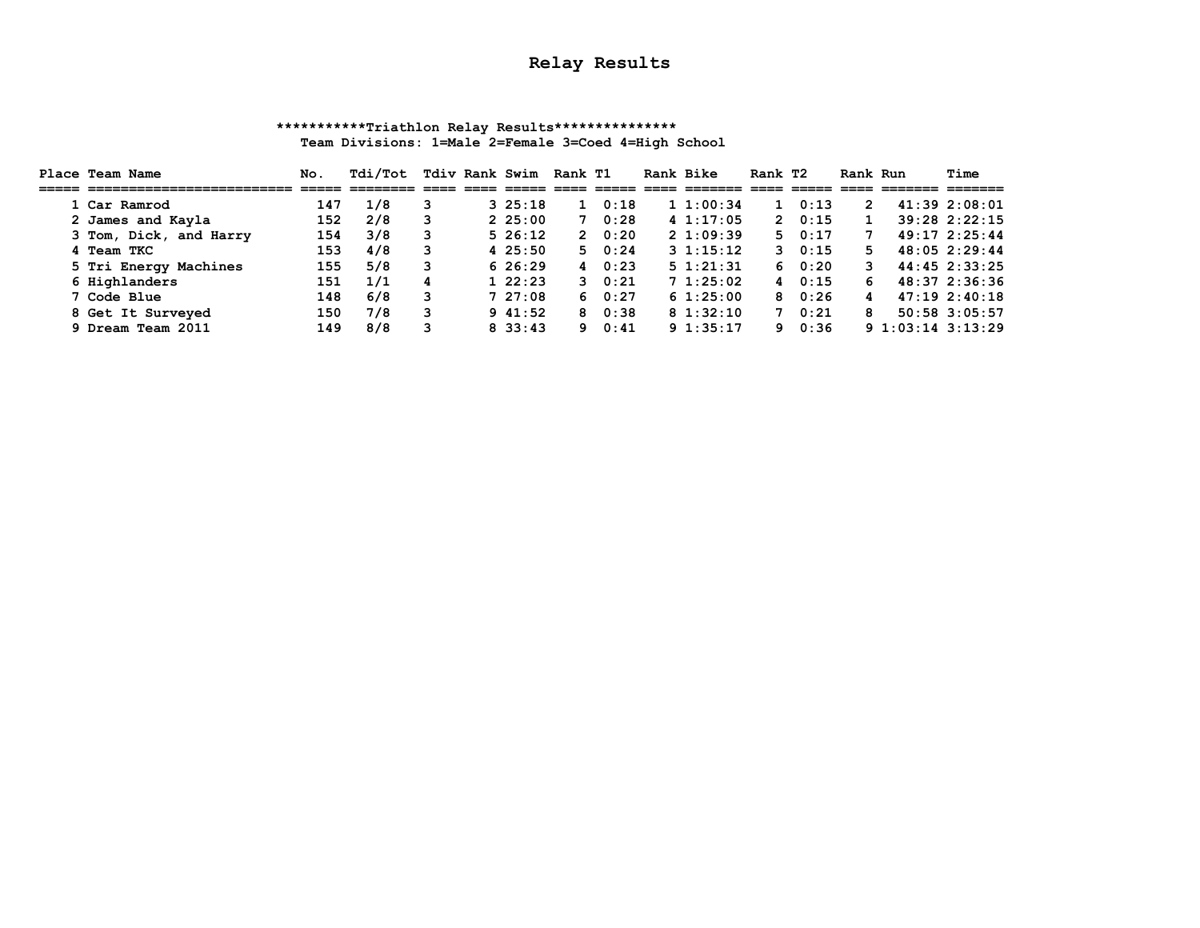# Relay Results

***********Triathlon Relay Results***************

Team Divisions: 1=Male 2=Female 3=Coed 4=High School

| Place | Team Name | No. | Tdi/Tot | Tdiv | Rank | Swim | Rank | T1 | Rank | Bike | Rank | T2 | Rank | Run | Time |
|---|---|---|---|---|---|---|---|---|---|---|---|---|---|---|---|
| 1 | Car Ramrod | 147 | 1/8 | 3 | 3 | 25:18 | 1 | 0:18 | 1 | 1:00:34 | 1 | 0:13 | 2 | 41:39 | 2:08:01 |
| 2 | James and Kayla | 152 | 2/8 | 3 | 2 | 25:00 | 7 | 0:28 | 4 | 1:17:05 | 2 | 0:15 | 1 | 39:28 | 2:22:15 |
| 3 | Tom, Dick, and Harry | 154 | 3/8 | 3 | 5 | 26:12 | 2 | 0:20 | 2 | 1:09:39 | 5 | 0:17 | 7 | 49:17 | 2:25:44 |
| 4 | Team TKC | 153 | 4/8 | 3 | 4 | 25:50 | 5 | 0:24 | 3 | 1:15:12 | 3 | 0:15 | 5 | 48:05 | 2:29:44 |
| 5 | Tri Energy Machines | 155 | 5/8 | 3 | 6 | 26:29 | 4 | 0:23 | 5 | 1:21:31 | 6 | 0:20 | 3 | 44:45 | 2:33:25 |
| 6 | Highlanders | 151 | 1/1 | 4 | 1 | 22:23 | 3 | 0:21 | 7 | 1:25:02 | 4 | 0:15 | 6 | 48:37 | 2:36:36 |
| 7 | Code Blue | 148 | 6/8 | 3 | 7 | 27:08 | 6 | 0:27 | 6 | 1:25:00 | 8 | 0:26 | 4 | 47:19 | 2:40:18 |
| 8 | Get It Surveyed | 150 | 7/8 | 3 | 9 | 41:52 | 8 | 0:38 | 8 | 1:32:10 | 7 | 0:21 | 8 | 50:58 | 3:05:57 |
| 9 | Dream Team 2011 | 149 | 8/8 | 3 | 8 | 33:43 | 9 | 0:41 | 9 | 1:35:17 | 9 | 0:36 | 9 | 1:03:14 | 3:13:29 |